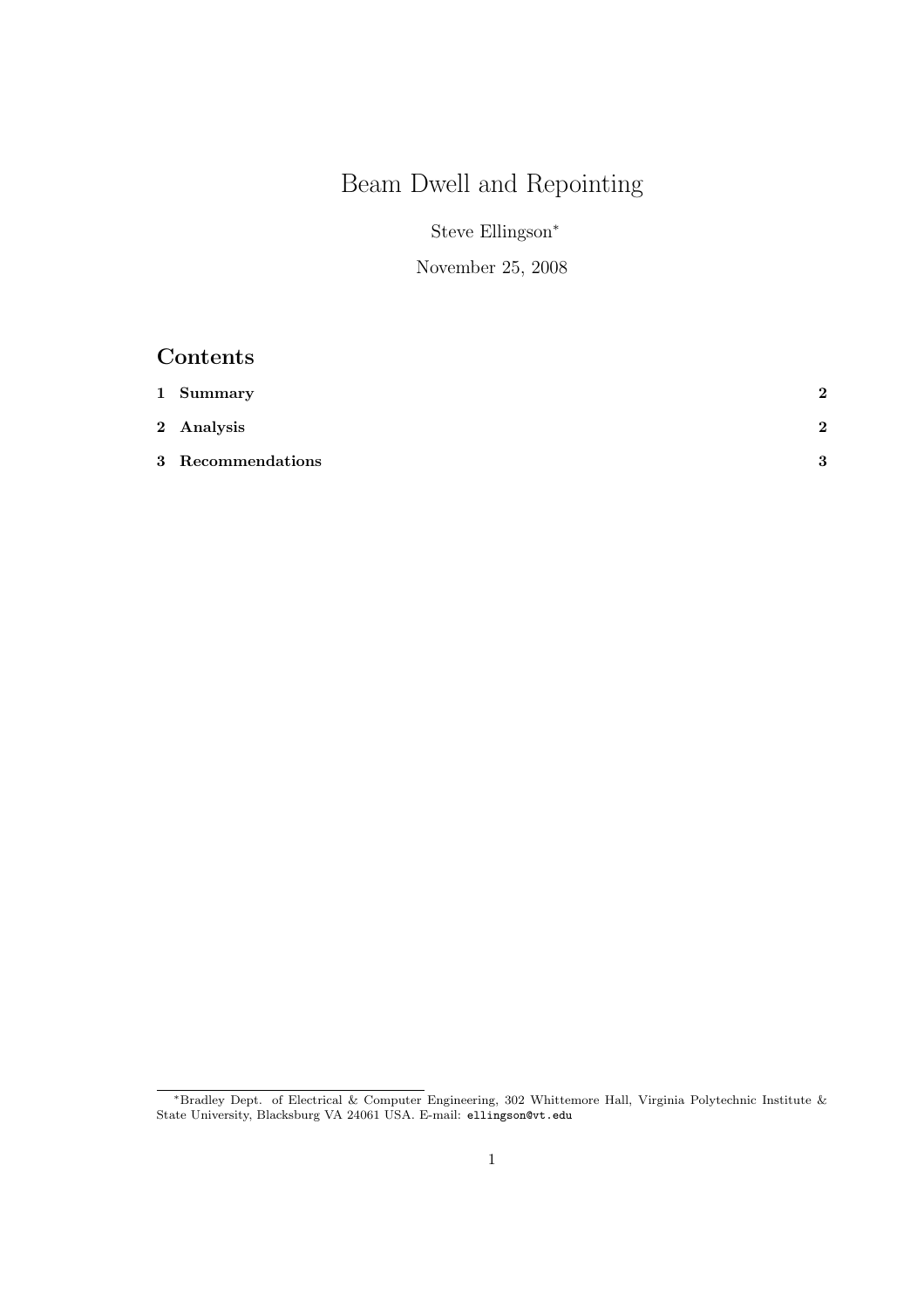# Beam Dwell and Repointing

Steve Ellingson*

November 25, 2008

## Contents

1 Summary 2

2 Analysis 2

3 Recommendations 3

---

*Bradley Dept. of Electrical & Computer Engineering, 302 Whittemore Hall, Virginia Polytechnic Institute & State University, Blacksburg VA 24061 USA. E-mail: ellingson@vt.edu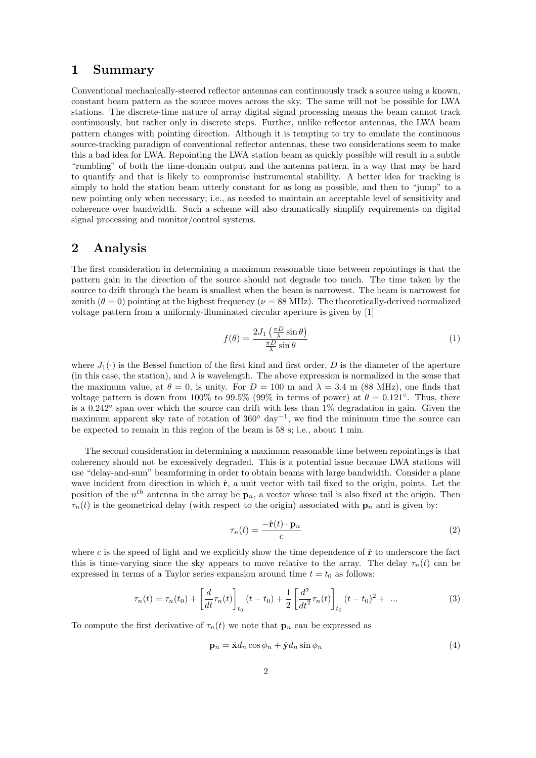# 1 Summary

Conventional mechanically-steered reflector antennas can continuously track a source using a known, constant beam pattern as the source moves across the sky. The same will not be possible for LWA stations. The discrete-time nature of array digital signal processing means the beam cannot track continuously, but rather only in discrete steps. Further, unlike reflector antennas, the LWA beam pattern changes with pointing direction. Although it is tempting to try to emulate the continuous source-tracking paradigm of conventional reflector antennas, these two considerations seem to make this a bad idea for LWA. Repointing the LWA station beam as quickly possible will result in a subtle "rumbling" of both the time-domain output and the antenna pattern, in a way that may be hard to quantify and that is likely to compromise instrumental stability. A better idea for tracking is simply to hold the station beam utterly constant for as long as possible, and then to "jump" to a new pointing only when necessary; i.e., as needed to maintain an acceptable level of sensitivity and coherence over bandwidth. Such a scheme will also dramatically simplify requirements on digital signal processing and monitor/control systems.

# 2 Analysis

The first consideration in determining a maximum reasonable time between repointings is that the pattern gain in the direction of the source should not degrade too much. The time taken by the source to drift through the beam is smallest when the beam is narrowest. The beam is narrowest for zenith ($\theta = 0$) pointing at the highest frequency ($\nu = 88$ MHz). The theoretically-derived normalized voltage pattern from a uniformly-illuminated circular aperture is given by [1]

$$f(\theta) = \frac{2J_1\left(\frac{\pi D}{\lambda}\sin\theta\right)}{\frac{\pi D}{\lambda}\sin\theta} \tag{1}$$

where $J_1(\cdot)$ is the Bessel function of the first kind and first order, $D$ is the diameter of the aperture (in this case, the station), and $\lambda$ is wavelength. The above expression is normalized in the sense that the maximum value, at $\theta = 0$, is unity. For $D = 100$ m and $\lambda = 3.4$ m (88 MHz), one finds that voltage pattern is down from 100% to 99.5% (99% in terms of power) at $\theta = 0.121^\circ$. Thus, there is a $0.242^\circ$ span over which the source can drift with less than 1% degradation in gain. Given the maximum apparent sky rate of rotation of $360^\circ$ day$^{-1}$, we find the minimum time the source can be expected to remain in this region of the beam is 58 s; i.e., about 1 min.

The second consideration in determining a maximum reasonable time between repointings is that coherency should not be excessively degraded. This is a potential issue because LWA stations will use "delay-and-sum" beamforming in order to obtain beams with large bandwidth. Consider a plane wave incident from direction in which $\hat{\mathbf{r}}$, a unit vector with tail fixed to the origin, points. Let the position of the $n^{th}$ antenna in the array be $\mathbf{p}_n$, a vector whose tail is also fixed at the origin. Then $\tau_n(t)$ is the geometrical delay (with respect to the origin) associated with $\mathbf{p}_n$ and is given by:

$$\tau_n(t) = \frac{-\hat{\mathbf{r}}(t)\cdot\mathbf{p}_n}{c} \tag{2}$$

where $c$ is the speed of light and we explicitly show the time dependence of $\hat{\mathbf{r}}$ to underscore the fact this is time-varying since the sky appears to move relative to the array. The delay $\tau_n(t)$ can be expressed in terms of a Taylor series expansion around time $t = t_0$ as follows:

$$\tau_n(t) = \tau_n(t_0) + \left[\frac{d}{dt}\tau_n(t)\right]_{t_0}(t - t_0) + \frac{1}{2}\left[\frac{d^2}{dt^2}\tau_n(t)\right]_{t_0}(t - t_0)^2 + \ ... \tag{3}$$

To compute the first derivative of $\tau_n(t)$ we note that $\mathbf{p}_n$ can be expressed as

$$\mathbf{p}_n = \hat{\mathbf{x}}d_n\cos\phi_n + \hat{\mathbf{y}}d_n\sin\phi_n \tag{4}$$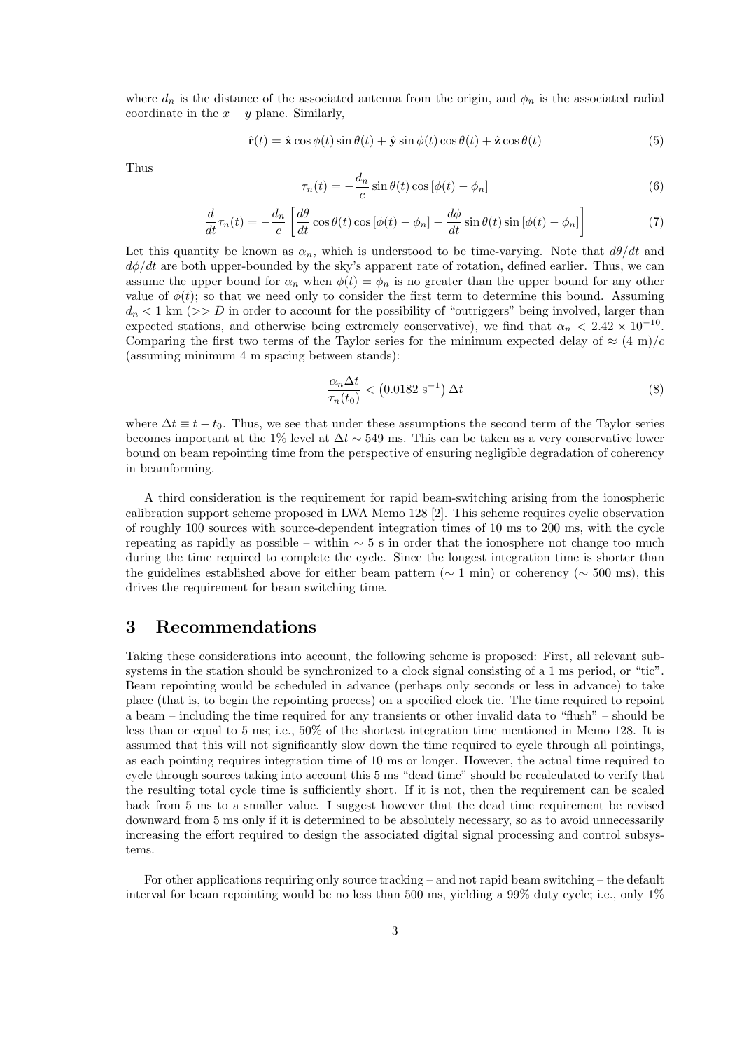where $d_n$ is the distance of the associated antenna from the origin, and $\phi_n$ is the associated radial coordinate in the $x-y$ plane. Similarly,

$$\hat{\mathbf{r}}(t) = \hat{\mathbf{x}} \cos\phi(t) \sin\theta(t) + \hat{\mathbf{y}} \sin\phi(t) \cos\theta(t) + \hat{\mathbf{z}} \cos\theta(t) \tag{5}$$

Thus

$$\tau_n(t) = -\frac{d_n}{c} \sin\theta(t) \cos\left[\phi(t) - \phi_n\right] \tag{6}$$

$$\frac{d}{dt}\tau_n(t) = -\frac{d_n}{c}\left[\frac{d\theta}{dt}\cos\theta(t)\cos\left[\phi(t)-\phi_n\right] - \frac{d\phi}{dt}\sin\theta(t)\sin\left[\phi(t)-\phi_n\right]\right] \tag{7}$$

Let this quantity be known as $\alpha_n$, which is understood to be time-varying. Note that $d\theta/dt$ and $d\phi/dt$ are both upper-bounded by the sky's apparent rate of rotation, defined earlier. Thus, we can assume the upper bound for $\alpha_n$ when $\phi(t) = \phi_n$ is no greater than the upper bound for any other value of $\phi(t)$; so that we need only to consider the first term to determine this bound. Assuming $d_n < 1$ km ($>> D$ in order to account for the possibility of "outriggers" being involved, larger than expected stations, and otherwise being extremely conservative), we find that $\alpha_n < 2.42 \times 10^{-10}$. Comparing the first two terms of the Taylor series for the minimum expected delay of $\approx (4 \text{ m})/c$ (assuming minimum 4 m spacing between stands):

$$\frac{\alpha_n \Delta t}{\tau_n(t_0)} < \left(0.0182 \text{ s}^{-1}\right) \Delta t \tag{8}$$

where $\Delta t \equiv t - t_0$. Thus, we see that under these assumptions the second term of the Taylor series becomes important at the 1% level at $\Delta t \sim 549$ ms. This can be taken as a very conservative lower bound on beam repointing time from the perspective of ensuring negligible degradation of coherency in beamforming.

A third consideration is the requirement for rapid beam-switching arising from the ionospheric calibration support scheme proposed in LWA Memo 128 [2]. This scheme requires cyclic observation of roughly 100 sources with source-dependent integration times of 10 ms to 200 ms, with the cycle repeating as rapidly as possible – within $\sim 5$ s in order that the ionosphere not change too much during the time required to complete the cycle. Since the longest integration time is shorter than the guidelines established above for either beam pattern ($\sim 1$ min) or coherency ($\sim 500$ ms), this drives the requirement for beam switching time.

## 3 Recommendations

Taking these considerations into account, the following scheme is proposed: First, all relevant subsystems in the station should be synchronized to a clock signal consisting of a 1 ms period, or "tic". Beam repointing would be scheduled in advance (perhaps only seconds or less in advance) to take place (that is, to begin the repointing process) on a specified clock tic. The time required to repoint a beam – including the time required for any transients or other invalid data to "flush" – should be less than or equal to 5 ms; i.e., 50% of the shortest integration time mentioned in Memo 128. It is assumed that this will not significantly slow down the time required to cycle through all pointings, as each pointing requires integration time of 10 ms or longer. However, the actual time required to cycle through sources taking into account this 5 ms "dead time" should be recalculated to verify that the resulting total cycle time is sufficiently short. If it is not, then the requirement can be scaled back from 5 ms to a smaller value. I suggest however that the dead time requirement be revised downward from 5 ms only if it is determined to be absolutely necessary, so as to avoid unnecessarily increasing the effort required to design the associated digital signal processing and control subsystems.

For other applications requiring only source tracking – and not rapid beam switching – the default interval for beam repointing would be no less than 500 ms, yielding a 99% duty cycle; i.e., only 1%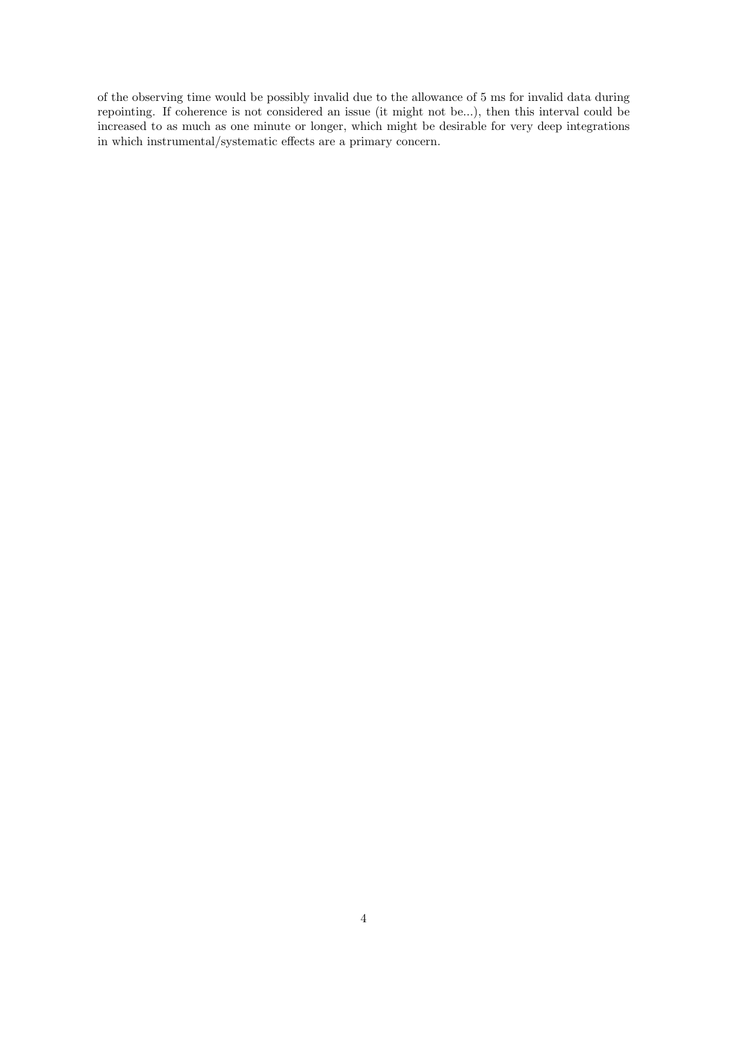of the observing time would be possibly invalid due to the allowance of 5 ms for invalid data during repointing. If coherence is not considered an issue (it might not be...), then this interval could be increased to as much as one minute or longer, which might be desirable for very deep integrations in which instrumental/systematic effects are a primary concern.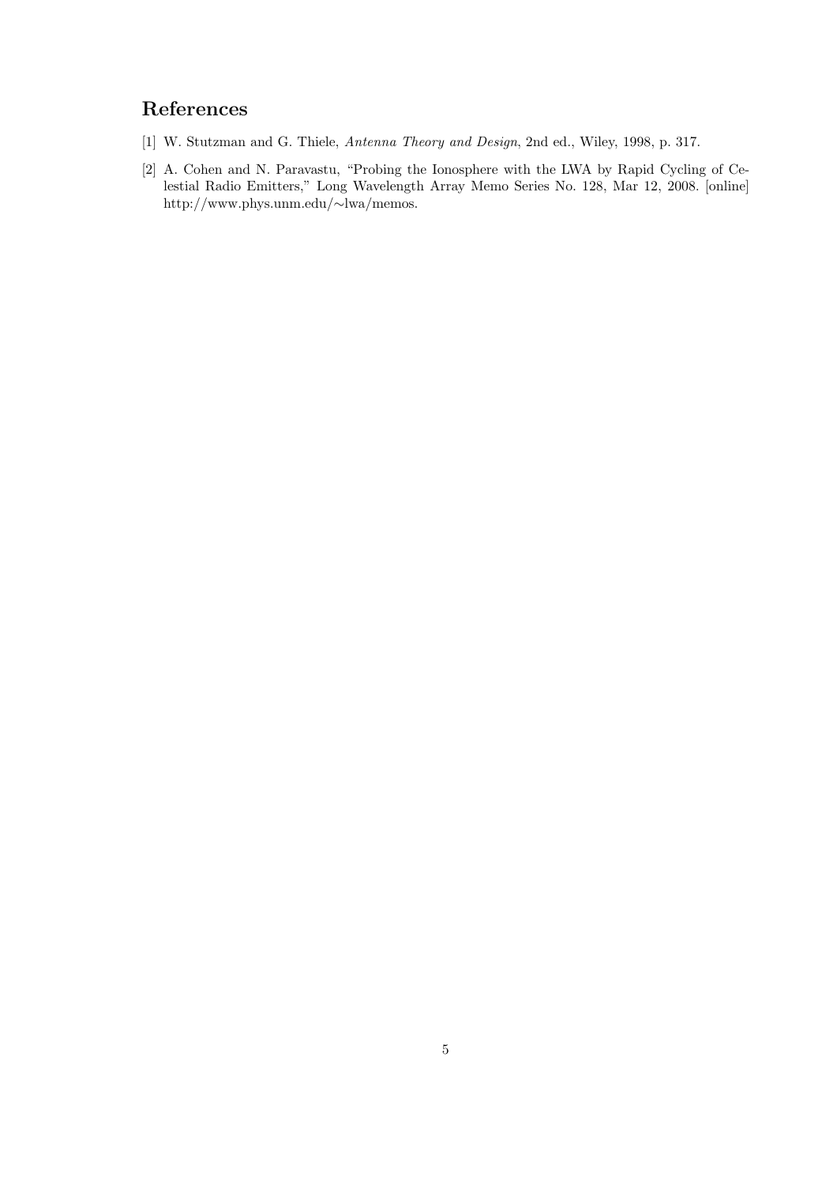## References

[1] W. Stutzman and G. Thiele, *Antenna Theory and Design*, 2nd ed., Wiley, 1998, p. 317.

[2] A. Cohen and N. Paravastu, "Probing the Ionosphere with the LWA by Rapid Cycling of Celestial Radio Emitters," Long Wavelength Array Memo Series No. 128, Mar 12, 2008. [online] http://www.phys.unm.edu/∼lwa/memos.